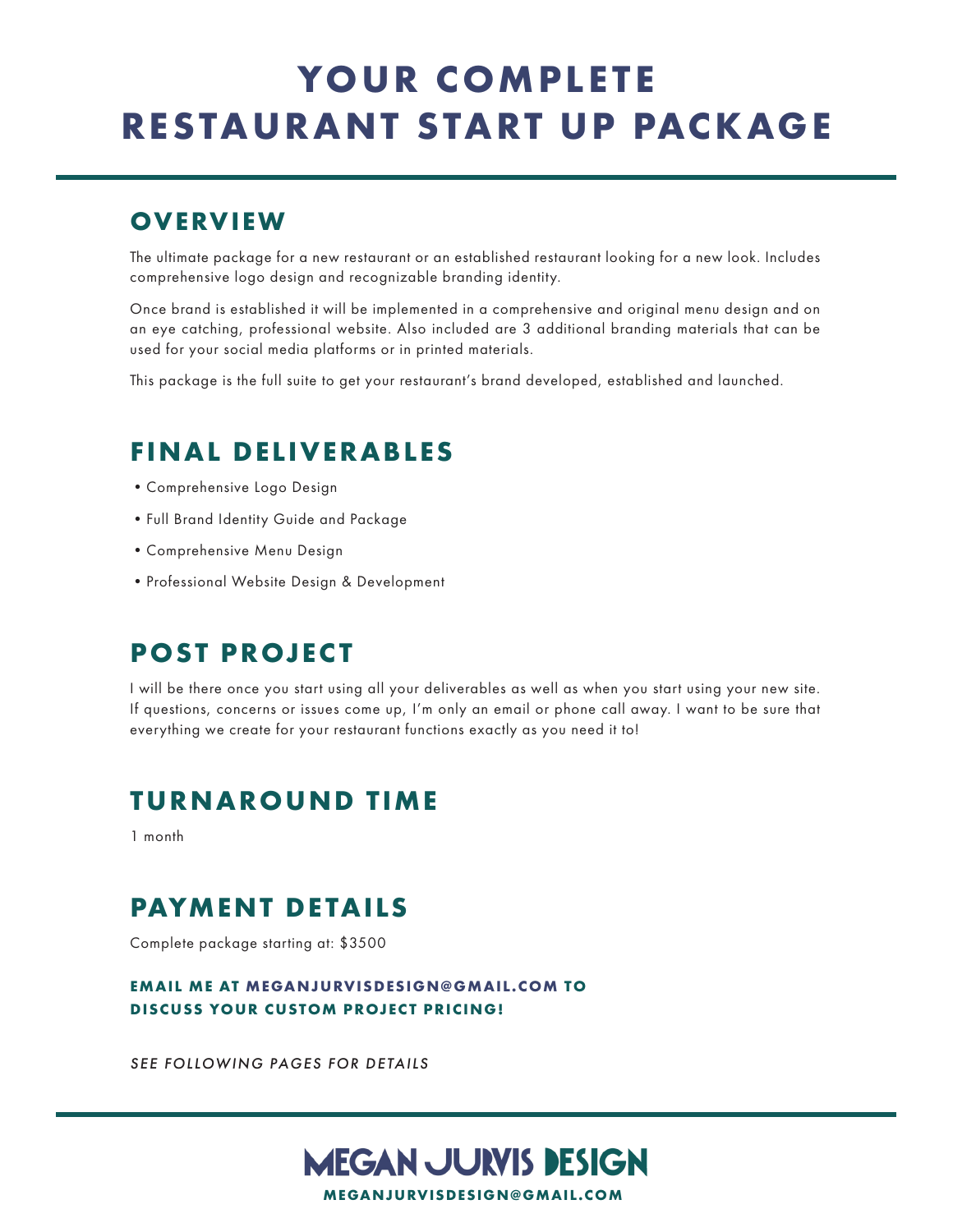# YOUR COMPLETE RESTAURANT START UP PACKAGE

## OVERVIEW

The ultimate package for a new restaurant or an established restaurant looking for a new look. Includes comprehensive logo design and recognizable branding identity.

Once brand is established it will be implemented in a comprehensive and original menu design and on an eye catching, professional website. Also included are 3 additional branding materials that can be used for your social media platforms or in printed materials.

This package is the full suite to get your restaurant's brand developed, established and launched.

## FINAL DELIVERABLES

- Comprehensive Logo Design
- Full Brand Identity Guide and Package
- Comprehensive Menu Design
- Professional Website Design & Development

## POST PROJECT

I will be there once you start using all your deliverables as well as when you start using your new site. If questions, concerns or issues come up, I'm only an email or phone call away. I want to be sure that everything we create for your restaurant functions exactly as you need it to!

## TURNAROUND TIME

1 month

## PAYMENT DETAILS

Complete package starting at: $3500

**EMAIL ME AT MEGANJURVISDESIGN@GMAIL.COM TO DISCUSS YOUR CUSTOM PROJECT PRICING!**

*SEE FOLLOWING PAGES FOR DETAILS*

**MEGAN JURVIS DESIGN**

**MEGANJURVISDESIGN@GMAIL.COM**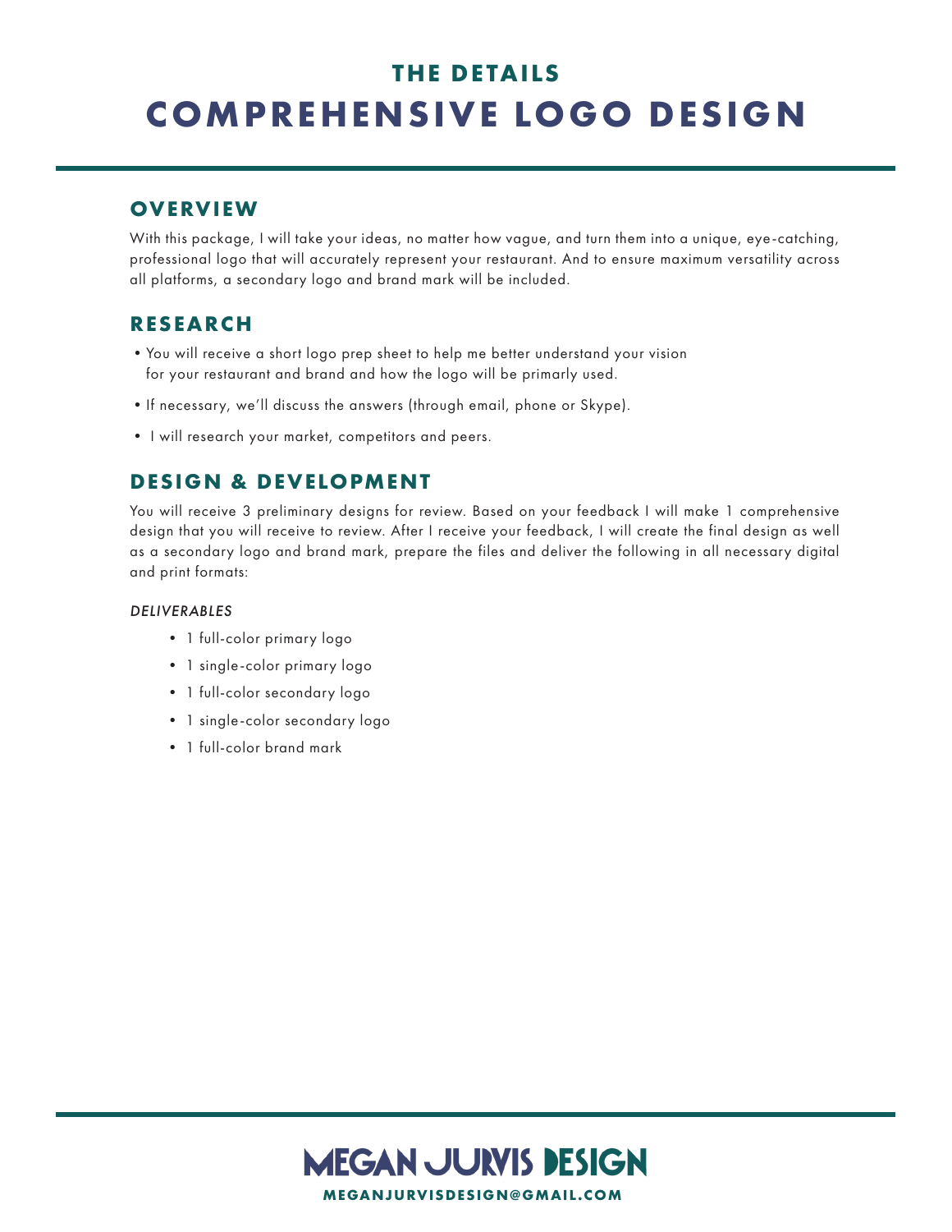## THE DETAILS

# COMPREHENSIVE LOGO DESIGN

### OVERVIEW

With this package, I will take your ideas, no matter how vague, and turn them into a unique, eye-catching, professional logo that will accurately represent your restaurant. And to ensure maximum versatility across all platforms, a secondary logo and brand mark will be included.

### RESEARCH

- You will receive a short logo prep sheet to help me better understand your vision for your restaurant and brand and how the logo will be primarly used.
- If necessary, we'll discuss the answers (through email, phone or Skype).
- I will research your market, competitors and peers.

### DESIGN & DEVELOPMENT

You will receive 3 preliminary designs for review. Based on your feedback I will make 1 comprehensive design that you will receive to review. After I receive your feedback, I will create the final design as well as a secondary logo and brand mark, prepare the files and deliver the following in all necessary digital and print formats:

*DELIVERABLES*

- 1 full-color primary logo
- 1 single-color primary logo
- 1 full-color secondary logo
- 1 single-color secondary logo
- 1 full-color brand mark

MEGAN JURVIS DESIGN

MEGANJURVISDESIGN@GMAIL.COM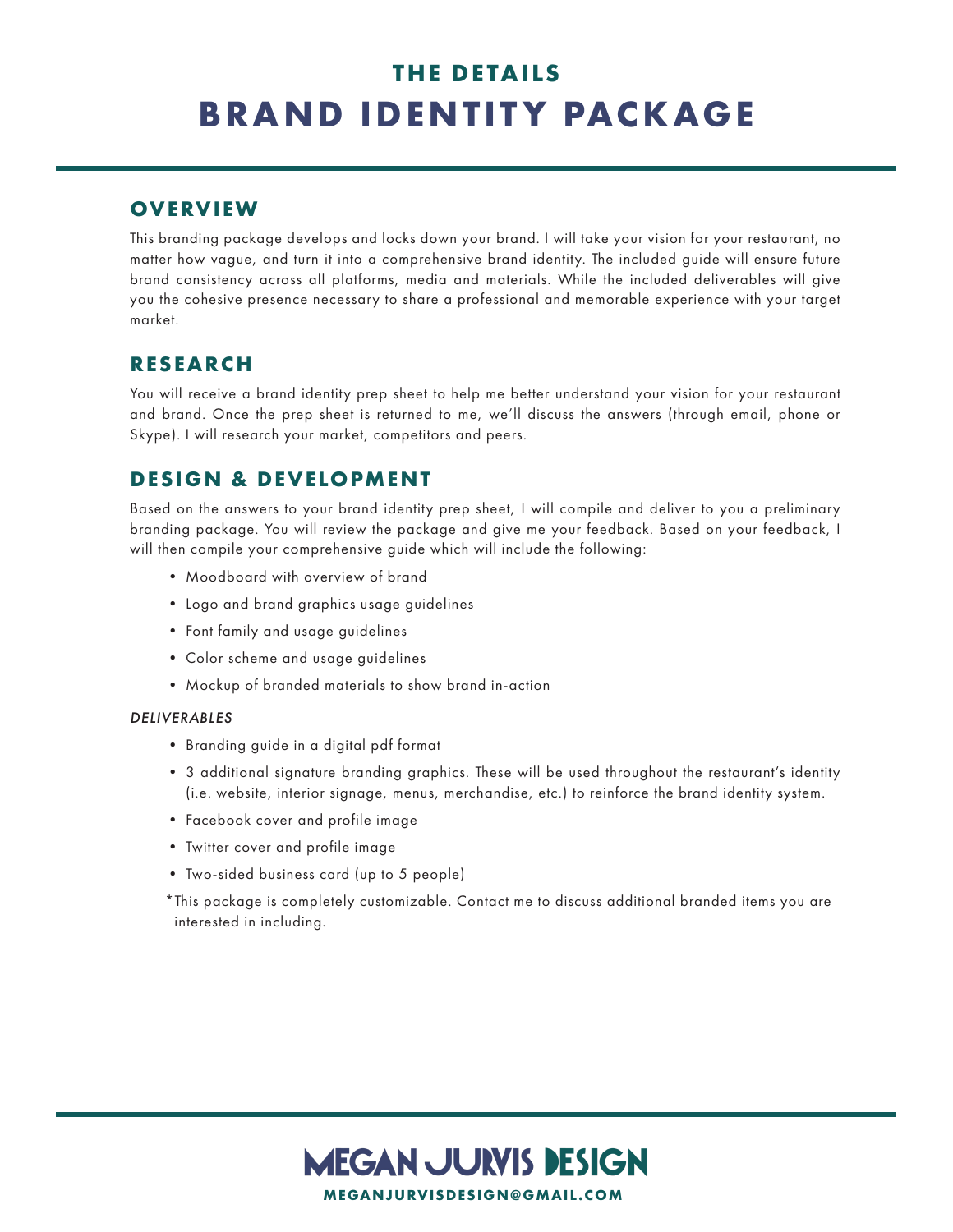## THE DETAILS

# BRAND IDENTITY PACKAGE

### OVERVIEW

This branding package develops and locks down your brand. I will take your vision for your restaurant, no matter how vague, and turn it into a comprehensive brand identity. The included guide will ensure future brand consistency across all platforms, media and materials. While the included deliverables will give you the cohesive presence necessary to share a professional and memorable experience with your target market.

### RESEARCH

You will receive a brand identity prep sheet to help me better understand your vision for your restaurant and brand. Once the prep sheet is returned to me, we'll discuss the answers (through email, phone or Skype). I will research your market, competitors and peers.

### DESIGN & DEVELOPMENT

Based on the answers to your brand identity prep sheet, I will compile and deliver to you a preliminary branding package. You will review the package and give me your feedback. Based on your feedback, I will then compile your comprehensive guide which will include the following:

- Moodboard with overview of brand
- Logo and brand graphics usage guidelines
- Font family and usage guidelines
- Color scheme and usage guidelines
- Mockup of branded materials to show brand in-action

*DELIVERABLES*

- Branding guide in a digital pdf format
- 3 additional signature branding graphics. These will be used throughout the restaurant's identity (i.e. website, interior signage, menus, merchandise, etc.) to reinforce the brand identity system.
- Facebook cover and profile image
- Twitter cover and profile image
- Two-sided business card (up to 5 people)

*This package is completely customizable. Contact me to discuss additional branded items you are interested in including.

MEGAN JURVIS DESIGN

MEGANJURVISDESIGN@GMAIL.COM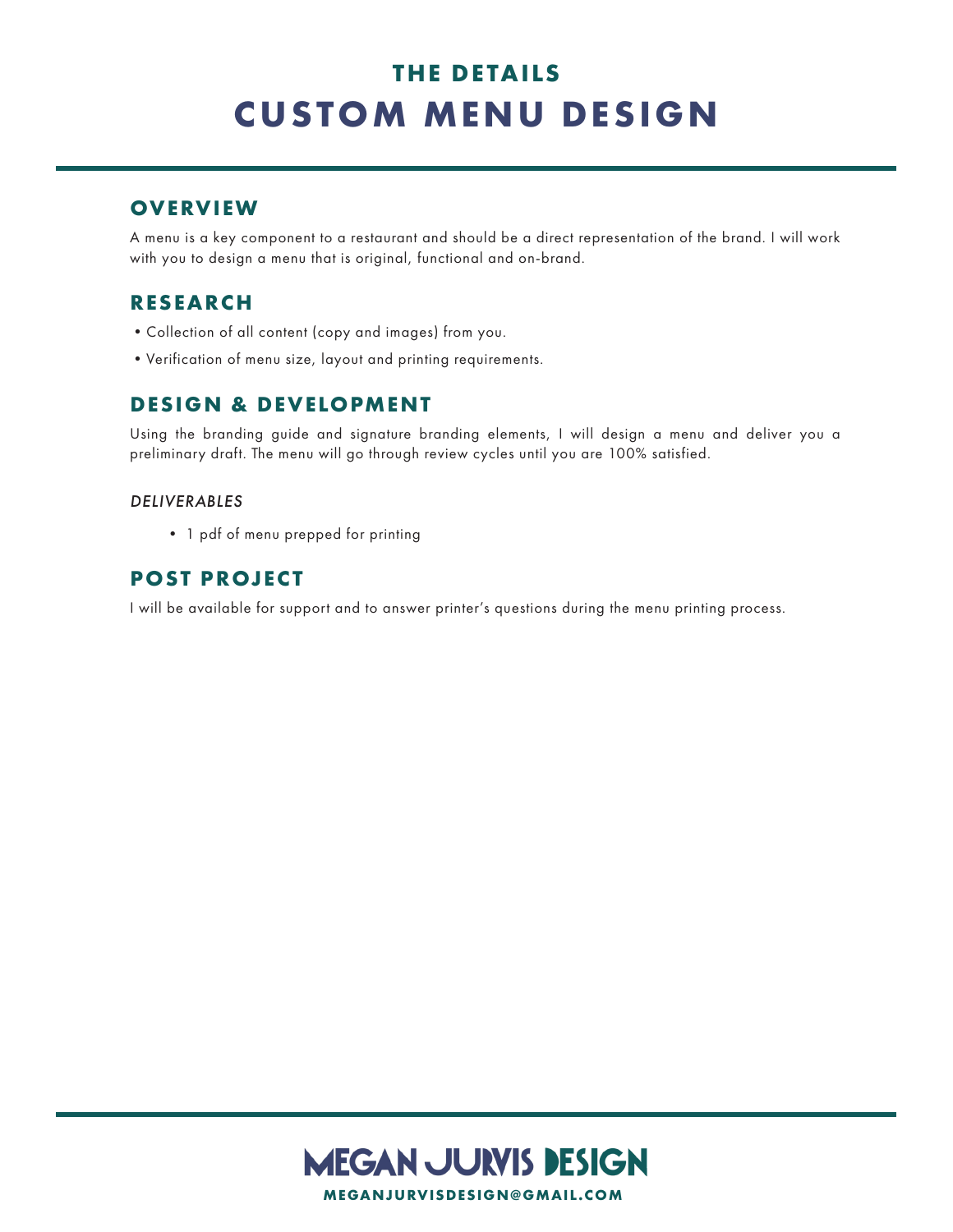## THE DETAILS

# CUSTOM MENU DESIGN

### OVERVIEW

A menu is a key component to a restaurant and should be a direct representation of the brand. I will work with you to design a menu that is original, functional and on-brand.

### RESEARCH

- Collection of all content (copy and images) from you.
- Verification of menu size, layout and printing requirements.

### DESIGN & DEVELOPMENT

Using the branding guide and signature branding elements, I will design a menu and deliver you a preliminary draft. The menu will go through review cycles until you are 100% satisfied.

*DELIVERABLES*

- 1 pdf of menu prepped for printing

### POST PROJECT

I will be available for support and to answer printer's questions during the menu printing process.

**MEGAN JURVIS DESIGN**

**MEGANJURVISDESIGN@GMAIL.COM**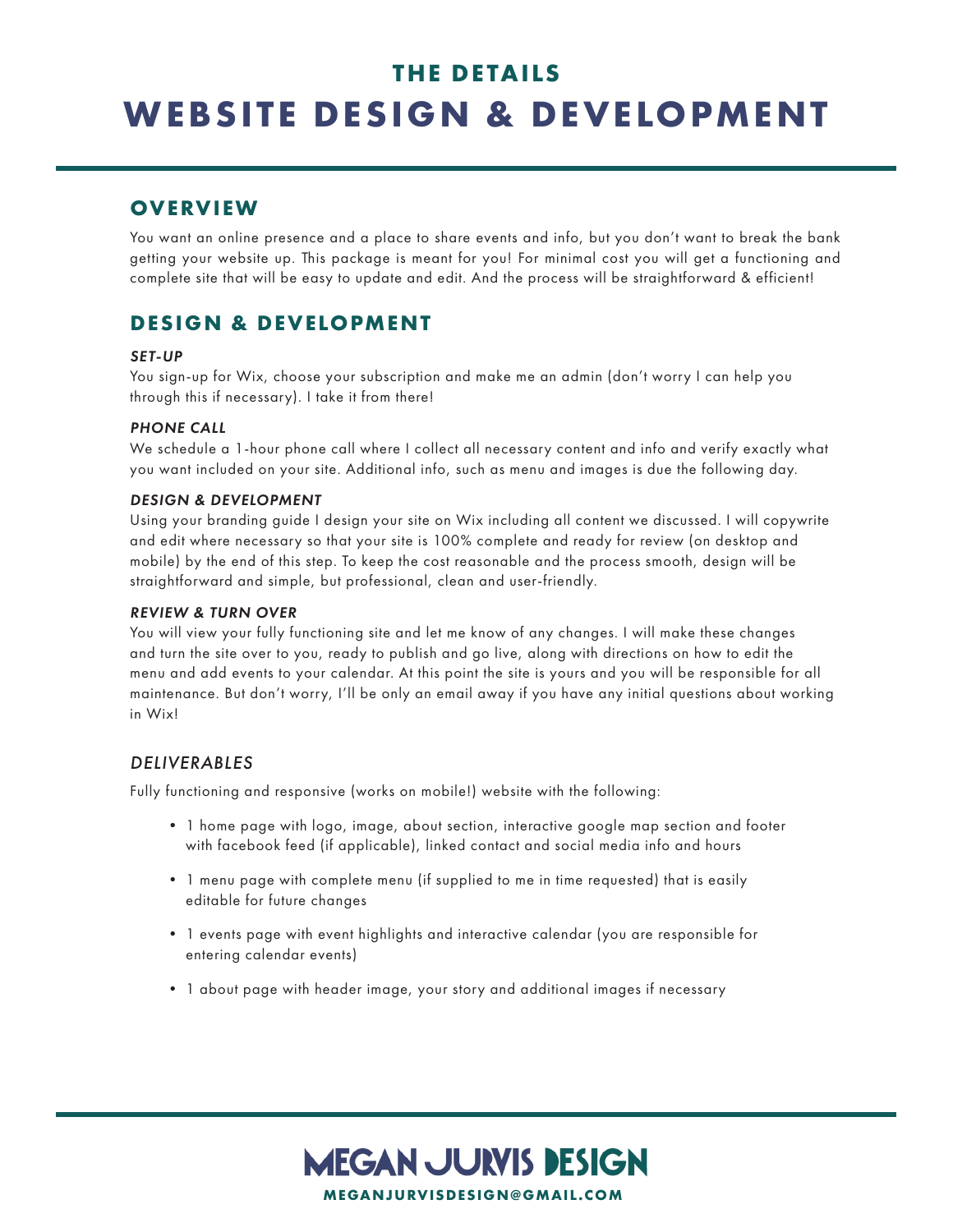## THE DETAILS

# WEBSITE DESIGN & DEVELOPMENT

## OVERVIEW

You want an online presence and a place to share events and info, but you don't want to break the bank getting your website up. This package is meant for you! For minimal cost you will get a functioning and complete site that will be easy to update and edit. And the process will be straightforward & efficient!

## DESIGN & DEVELOPMENT

*SET-UP*

You sign-up for Wix, choose your subscription and make me an admin (don't worry I can help you through this if necessary). I take it from there!

*PHONE CALL*

We schedule a 1-hour phone call where I collect all necessary content and info and verify exactly what you want included on your site. Additional info, such as menu and images is due the following day.

*DESIGN & DEVELOPMENT*

Using your branding guide I design your site on Wix including all content we discussed. I will copywrite and edit where necessary so that your site is 100% complete and ready for review (on desktop and mobile) by the end of this step. To keep the cost reasonable and the process smooth, design will be straightforward and simple, but professional, clean and user-friendly.

*REVIEW & TURN OVER*

You will view your fully functioning site and let me know of any changes. I will make these changes and turn the site over to you, ready to publish and go live, along with directions on how to edit the menu and add events to your calendar. At this point the site is yours and you will be responsible for all maintenance. But don't worry, I'll be only an email away if you have any initial questions about working in Wix!

### *DELIVERABLES*

Fully functioning and responsive (works on mobile!) website with the following:

- 1 home page with logo, image, about section, interactive google map section and footer with facebook feed (if applicable), linked contact and social media info and hours
- 1 menu page with complete menu (if supplied to me in time requested) that is easily editable for future changes
- 1 events page with event highlights and interactive calendar (you are responsible for entering calendar events)
- 1 about page with header image, your story and additional images if necessary

MEGAN JURVIS DESIGN

MEGANJURVISDESIGN@GMAIL.COM